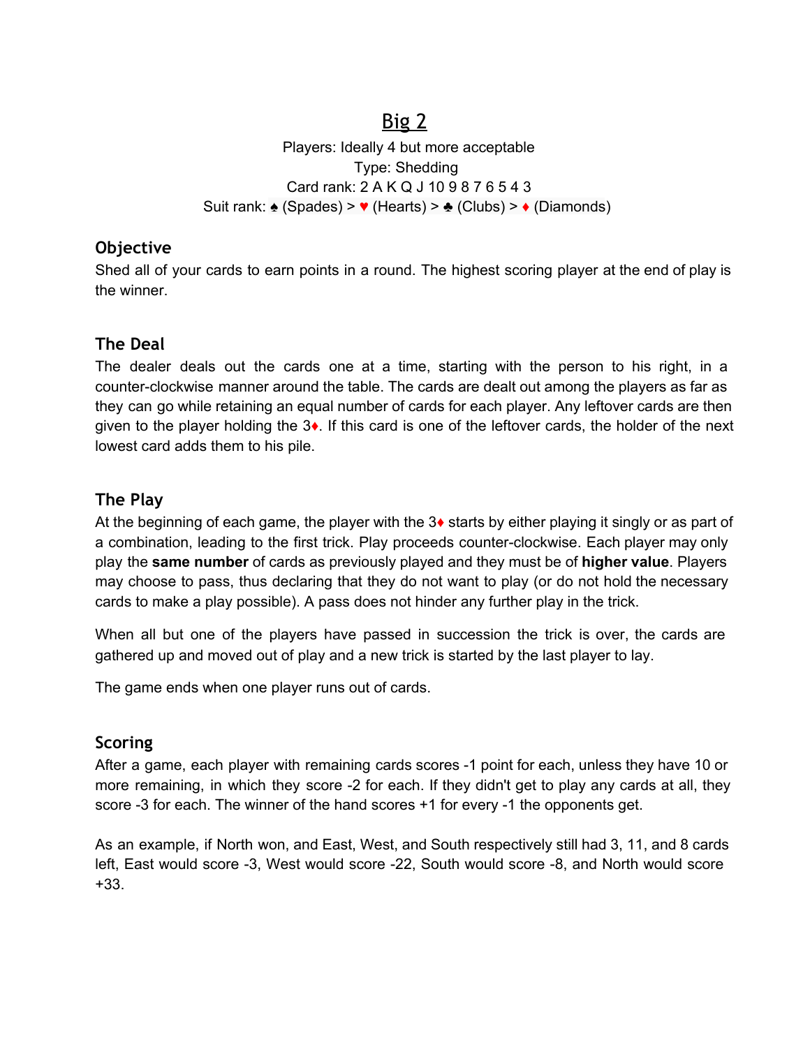# Big 2

Players: Ideally 4 but more acceptable
Type: Shedding
Card rank: 2 A K Q J 10 9 8 7 6 5 4 3
Suit rank: ♠ (Spades) > ♥ (Hearts) > ♣ (Clubs) > ♦ (Diamonds)

## Objective

Shed all of your cards to earn points in a round. The highest scoring player at the end of play is the winner.

## The Deal

The dealer deals out the cards one at a time, starting with the person to his right, in a counter-clockwise manner around the table. The cards are dealt out among the players as far as they can go while retaining an equal number of cards for each player. Any leftover cards are then given to the player holding the 3♦. If this card is one of the leftover cards, the holder of the next lowest card adds them to his pile.

## The Play

At the beginning of each game, the player with the 3♦ starts by either playing it singly or as part of a combination, leading to the first trick. Play proceeds counter-clockwise. Each player may only play the **same number** of cards as previously played and they must be of **higher value**. Players may choose to pass, thus declaring that they do not want to play (or do not hold the necessary cards to make a play possible). A pass does not hinder any further play in the trick.

When all but one of the players have passed in succession the trick is over, the cards are gathered up and moved out of play and a new trick is started by the last player to lay.

The game ends when one player runs out of cards.

## Scoring

After a game, each player with remaining cards scores -1 point for each, unless they have 10 or more remaining, in which they score -2 for each. If they didn't get to play any cards at all, they score -3 for each. The winner of the hand scores +1 for every -1 the opponents get.

As an example, if North won, and East, West, and South respectively still had 3, 11, and 8 cards left, East would score -3, West would score -22, South would score -8, and North would score +33.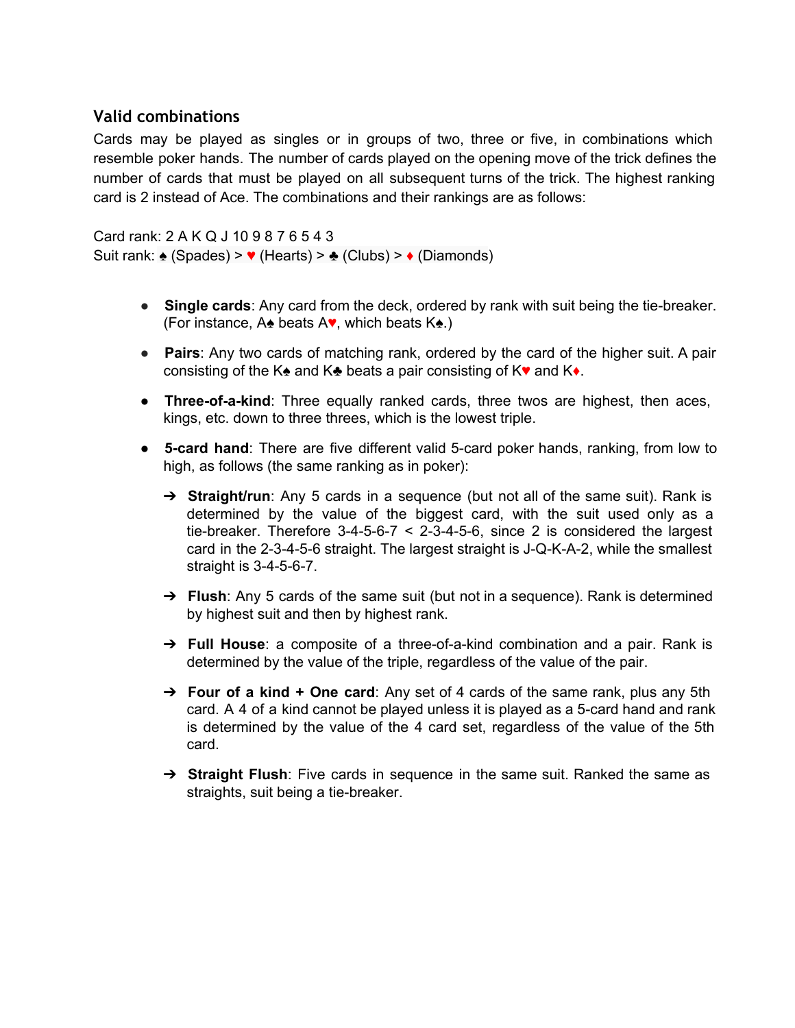### Valid combinations

Cards may be played as singles or in groups of two, three or five, in combinations which resemble poker hands. The number of cards played on the opening move of the trick defines the number of cards that must be played on all subsequent turns of the trick. The highest ranking card is 2 instead of Ace. The combinations and their rankings are as follows:

Card rank: 2 A K Q J 10 9 8 7 6 5 4 3
Suit rank: ♠ (Spades) > ♥ (Hearts) > ♣ (Clubs) > ♦ (Diamonds)

- **Single cards**: Any card from the deck, ordered by rank with suit being the tie-breaker. (For instance, A♠ beats A♥, which beats K♠.)
- **Pairs**: Any two cards of matching rank, ordered by the card of the higher suit. A pair consisting of the K♠ and K♣ beats a pair consisting of K♥ and K♦.
- **Three-of-a-kind**: Three equally ranked cards, three twos are highest, then aces, kings, etc. down to three threes, which is the lowest triple.
- **5-card hand**: There are five different valid 5-card poker hands, ranking, from low to high, as follows (the same ranking as in poker):
  - ➔ **Straight/run**: Any 5 cards in a sequence (but not all of the same suit). Rank is determined by the value of the biggest card, with the suit used only as a tie-breaker. Therefore 3-4-5-6-7 < 2-3-4-5-6, since 2 is considered the largest card in the 2-3-4-5-6 straight. The largest straight is J-Q-K-A-2, while the smallest straight is 3-4-5-6-7.
  - ➔ **Flush**: Any 5 cards of the same suit (but not in a sequence). Rank is determined by highest suit and then by highest rank.
  - ➔ **Full House**: a composite of a three-of-a-kind combination and a pair. Rank is determined by the value of the triple, regardless of the value of the pair.
  - ➔ **Four of a kind + One card**: Any set of 4 cards of the same rank, plus any 5th card. A 4 of a kind cannot be played unless it is played as a 5-card hand and rank is determined by the value of the 4 card set, regardless of the value of the 5th card.
  - ➔ **Straight Flush**: Five cards in sequence in the same suit. Ranked the same as straights, suit being a tie-breaker.